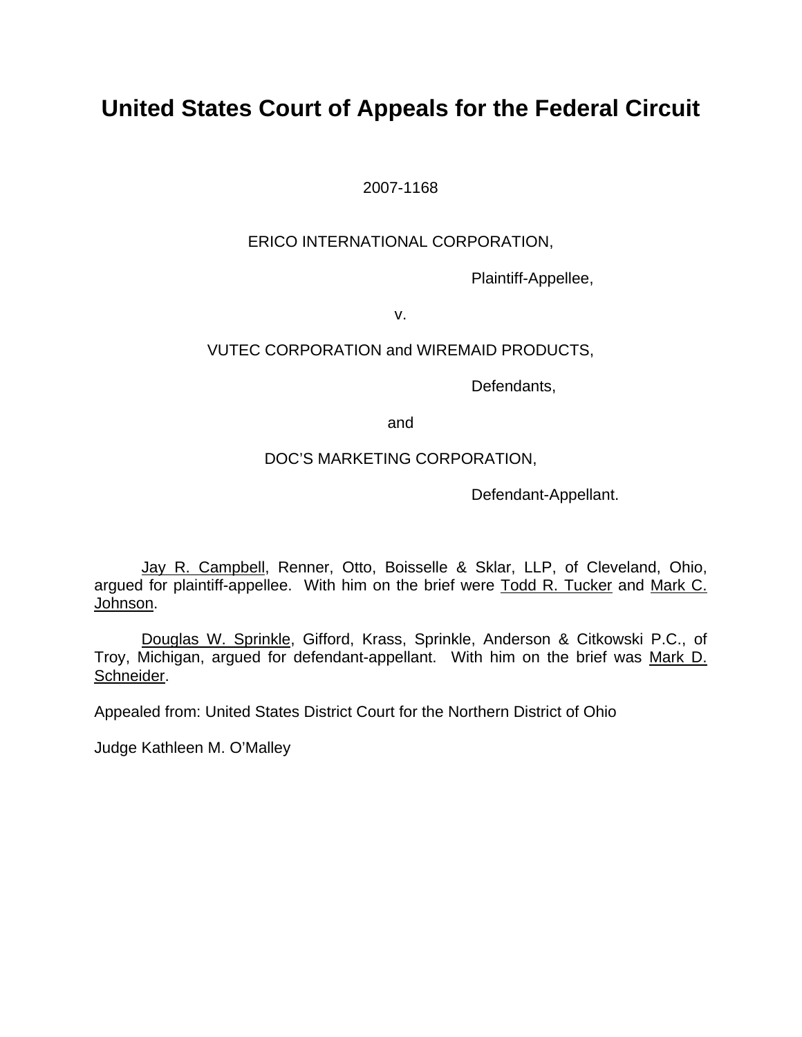# United States Court of Appeals for the Federal Circuit

2007-1168

ERICO INTERNATIONAL CORPORATION,

Plaintiff-Appellee,

v.

VUTEC CORPORATION and WIREMAID PRODUCTS,

Defendants,

and

DOC'S MARKETING CORPORATION,

Defendant-Appellant.

Jay R. Campbell, Renner, Otto, Boisselle & Sklar, LLP, of Cleveland, Ohio, argued for plaintiff-appellee. With him on the brief were Todd R. Tucker and Mark C. Johnson.

Douglas W. Sprinkle, Gifford, Krass, Sprinkle, Anderson & Citkowski P.C., of Troy, Michigan, argued for defendant-appellant. With him on the brief was Mark D. Schneider.

Appealed from: United States District Court for the Northern District of Ohio

Judge Kathleen M. O'Malley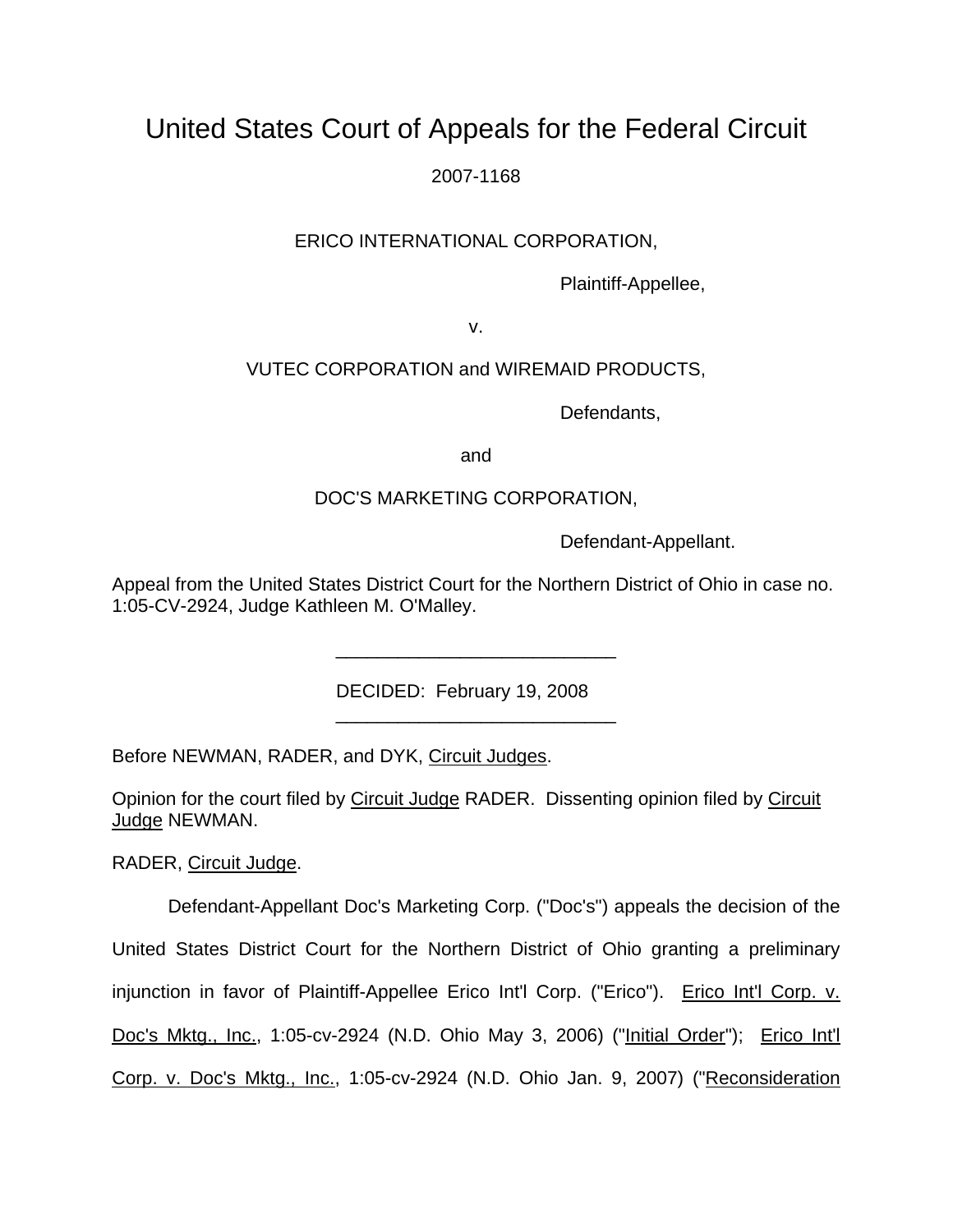# United States Court of Appeals for the Federal Circuit

2007-1168

ERICO INTERNATIONAL CORPORATION,

Plaintiff-Appellee,

v.

VUTEC CORPORATION and WIREMAID PRODUCTS,

Defendants,

and

DOC'S MARKETING CORPORATION,

Defendant-Appellant.

Appeal from the United States District Court for the Northern District of Ohio in case no. 1:05-CV-2924, Judge Kathleen M. O'Malley.

---

DECIDED: February 19, 2008

---

Before NEWMAN, RADER, and DYK, Circuit Judges.

Opinion for the court filed by Circuit Judge RADER. Dissenting opinion filed by Circuit Judge NEWMAN.

RADER, Circuit Judge.

Defendant-Appellant Doc's Marketing Corp. ("Doc's") appeals the decision of the United States District Court for the Northern District of Ohio granting a preliminary injunction in favor of Plaintiff-Appellee Erico Int'l Corp. ("Erico"). Erico Int'l Corp. v. Doc's Mktg., Inc., 1:05-cv-2924 (N.D. Ohio May 3, 2006) ("Initial Order"); Erico Int'l Corp. v. Doc's Mktg., Inc., 1:05-cv-2924 (N.D. Ohio Jan. 9, 2007) ("Reconsideration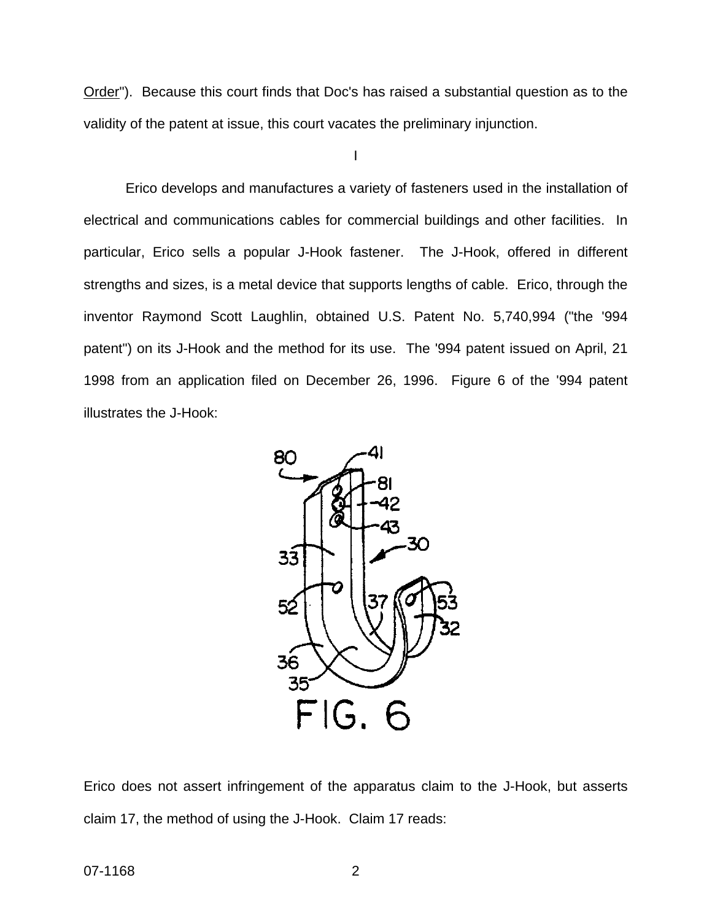Order"). Because this court finds that Doc's has raised a substantial question as to the validity of the patent at issue, this court vacates the preliminary injunction.

I

Erico develops and manufactures a variety of fasteners used in the installation of electrical and communications cables for commercial buildings and other facilities. In particular, Erico sells a popular J-Hook fastener. The J-Hook, offered in different strengths and sizes, is a metal device that supports lengths of cable. Erico, through the inventor Raymond Scott Laughlin, obtained U.S. Patent No. 5,740,994 ("the '994 patent") on its J-Hook and the method for its use. The '994 patent issued on April, 21 1998 from an application filed on December 26, 1996. Figure 6 of the '994 patent illustrates the J-Hook:

FIG. 6

Erico does not assert infringement of the apparatus claim to the J-Hook, but asserts claim 17, the method of using the J-Hook. Claim 17 reads: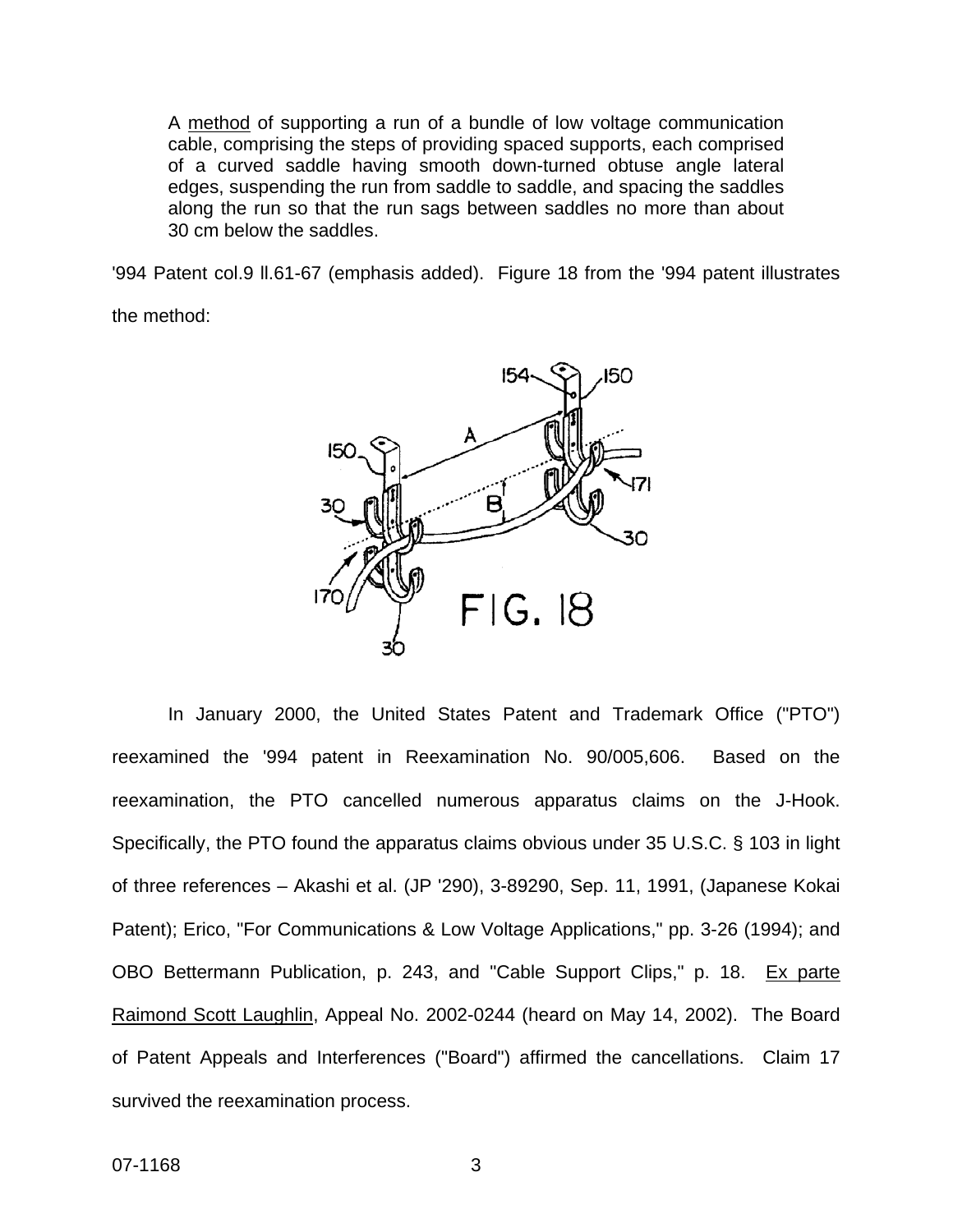> A <u>method</u> of supporting a run of a bundle of low voltage communication cable, comprising the steps of providing spaced supports, each comprised of a curved saddle having smooth down-turned obtuse angle lateral edges, suspending the run from saddle to saddle, and spacing the saddles along the run so that the run sags between saddles no more than about 30 cm below the saddles.

'994 Patent col.9 ll.61-67 (emphasis added). Figure 18 from the '994 patent illustrates the method:

FIG. 18

In January 2000, the United States Patent and Trademark Office ("PTO") reexamined the '994 patent in Reexamination No. 90/005,606. Based on the reexamination, the PTO cancelled numerous apparatus claims on the J-Hook. Specifically, the PTO found the apparatus claims obvious under 35 U.S.C. § 103 in light of three references – Akashi et al. (JP '290), 3-89290, Sep. 11, 1991, (Japanese Kokai Patent); Erico, "For Communications & Low Voltage Applications," pp. 3-26 (1994); and OBO Bettermann Publication, p. 243, and "Cable Support Clips," p. 18. <u>Ex parte Raimond Scott Laughlin</u>, Appeal No. 2002-0244 (heard on May 14, 2002). The Board of Patent Appeals and Interferences ("Board") affirmed the cancellations. Claim 17 survived the reexamination process.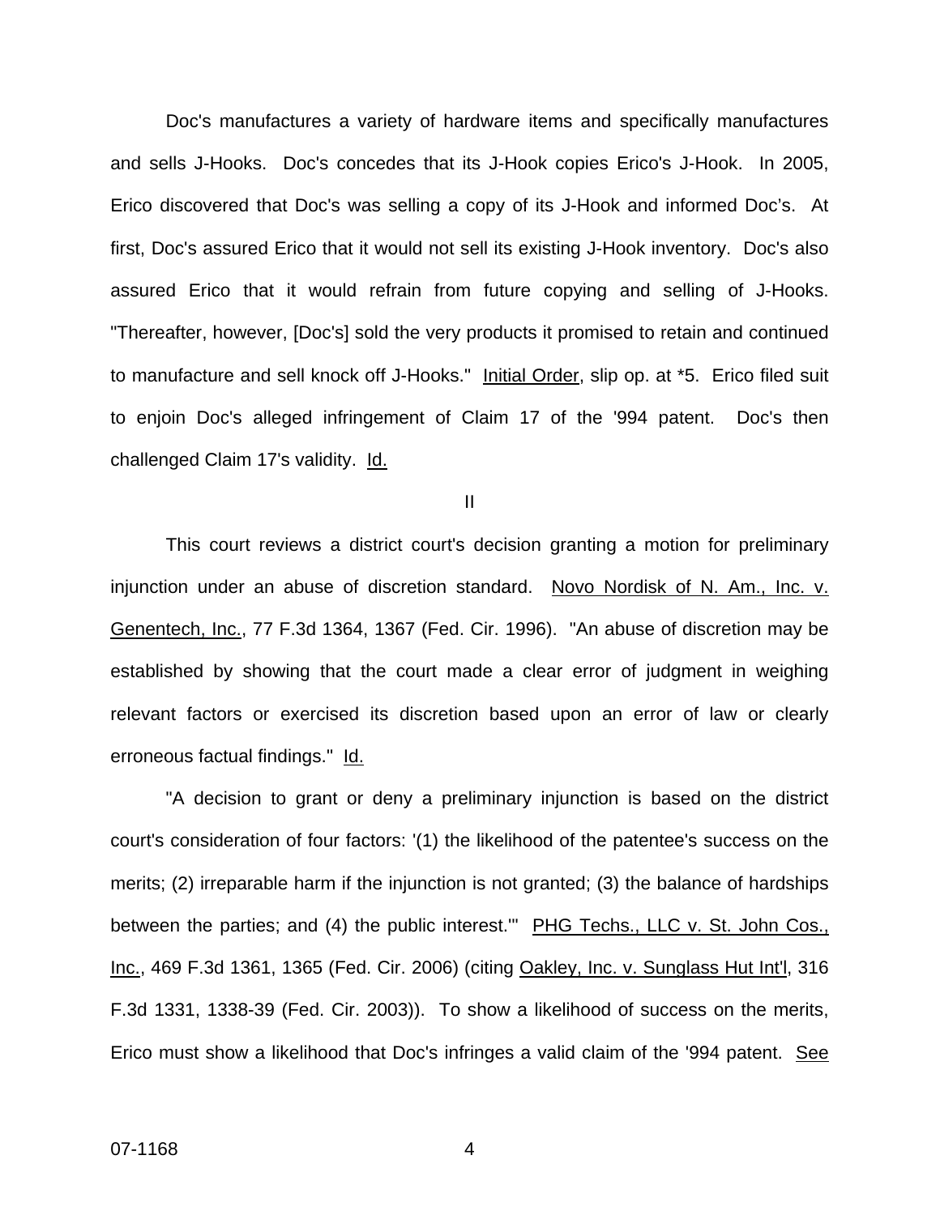Doc's manufactures a variety of hardware items and specifically manufactures and sells J-Hooks. Doc's concedes that its J-Hook copies Erico's J-Hook. In 2005, Erico discovered that Doc's was selling a copy of its J-Hook and informed Doc's. At first, Doc's assured Erico that it would not sell its existing J-Hook inventory. Doc's also assured Erico that it would refrain from future copying and selling of J-Hooks. "Thereafter, however, [Doc's] sold the very products it promised to retain and continued to manufacture and sell knock off J-Hooks." Initial Order, slip op. at *5. Erico filed suit to enjoin Doc's alleged infringement of Claim 17 of the '994 patent. Doc's then challenged Claim 17's validity. Id.

II

This court reviews a district court's decision granting a motion for preliminary injunction under an abuse of discretion standard. Novo Nordisk of N. Am., Inc. v. Genentech, Inc., 77 F.3d 1364, 1367 (Fed. Cir. 1996). "An abuse of discretion may be established by showing that the court made a clear error of judgment in weighing relevant factors or exercised its discretion based upon an error of law or clearly erroneous factual findings." Id.

"A decision to grant or deny a preliminary injunction is based on the district court's consideration of four factors: '(1) the likelihood of the patentee's success on the merits; (2) irreparable harm if the injunction is not granted; (3) the balance of hardships between the parties; and (4) the public interest.'" PHG Techs., LLC v. St. John Cos., Inc., 469 F.3d 1361, 1365 (Fed. Cir. 2006) (citing Oakley, Inc. v. Sunglass Hut Int'l, 316 F.3d 1331, 1338-39 (Fed. Cir. 2003)). To show a likelihood of success on the merits, Erico must show a likelihood that Doc's infringes a valid claim of the '994 patent. See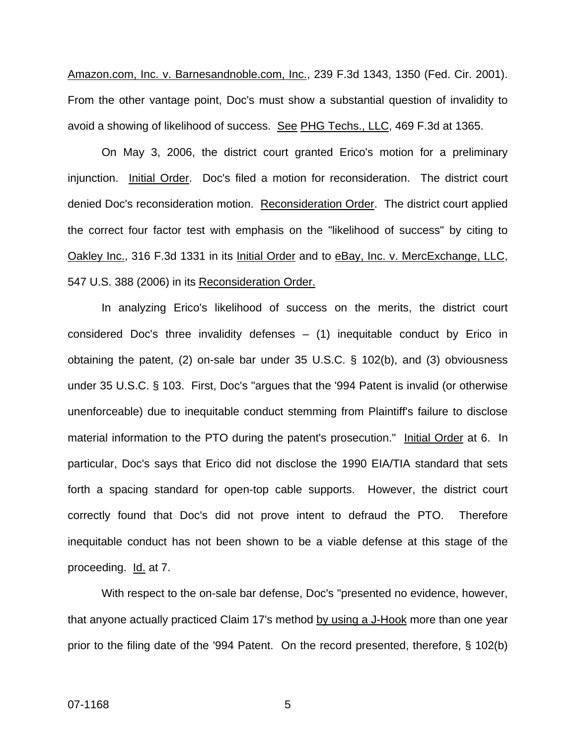Amazon.com, Inc. v. Barnesandnoble.com, Inc., 239 F.3d 1343, 1350 (Fed. Cir. 2001). From the other vantage point, Doc's must show a substantial question of invalidity to avoid a showing of likelihood of success. See PHG Techs., LLC, 469 F.3d at 1365.

On May 3, 2006, the district court granted Erico's motion for a preliminary injunction. Initial Order. Doc's filed a motion for reconsideration. The district court denied Doc's reconsideration motion. Reconsideration Order. The district court applied the correct four factor test with emphasis on the "likelihood of success" by citing to Oakley Inc., 316 F.3d 1331 in its Initial Order and to eBay, Inc. v. MercExchange, LLC, 547 U.S. 388 (2006) in its Reconsideration Order.

In analyzing Erico's likelihood of success on the merits, the district court considered Doc's three invalidity defenses – (1) inequitable conduct by Erico in obtaining the patent, (2) on-sale bar under 35 U.S.C. § 102(b), and (3) obviousness under 35 U.S.C. § 103. First, Doc's "argues that the '994 Patent is invalid (or otherwise unenforceable) due to inequitable conduct stemming from Plaintiff's failure to disclose material information to the PTO during the patent's prosecution." Initial Order at 6. In particular, Doc's says that Erico did not disclose the 1990 EIA/TIA standard that sets forth a spacing standard for open-top cable supports. However, the district court correctly found that Doc's did not prove intent to defraud the PTO. Therefore inequitable conduct has not been shown to be a viable defense at this stage of the proceeding. Id. at 7.

With respect to the on-sale bar defense, Doc's "presented no evidence, however, that anyone actually practiced Claim 17's method by using a J-Hook more than one year prior to the filing date of the '994 Patent. On the record presented, therefore, § 102(b)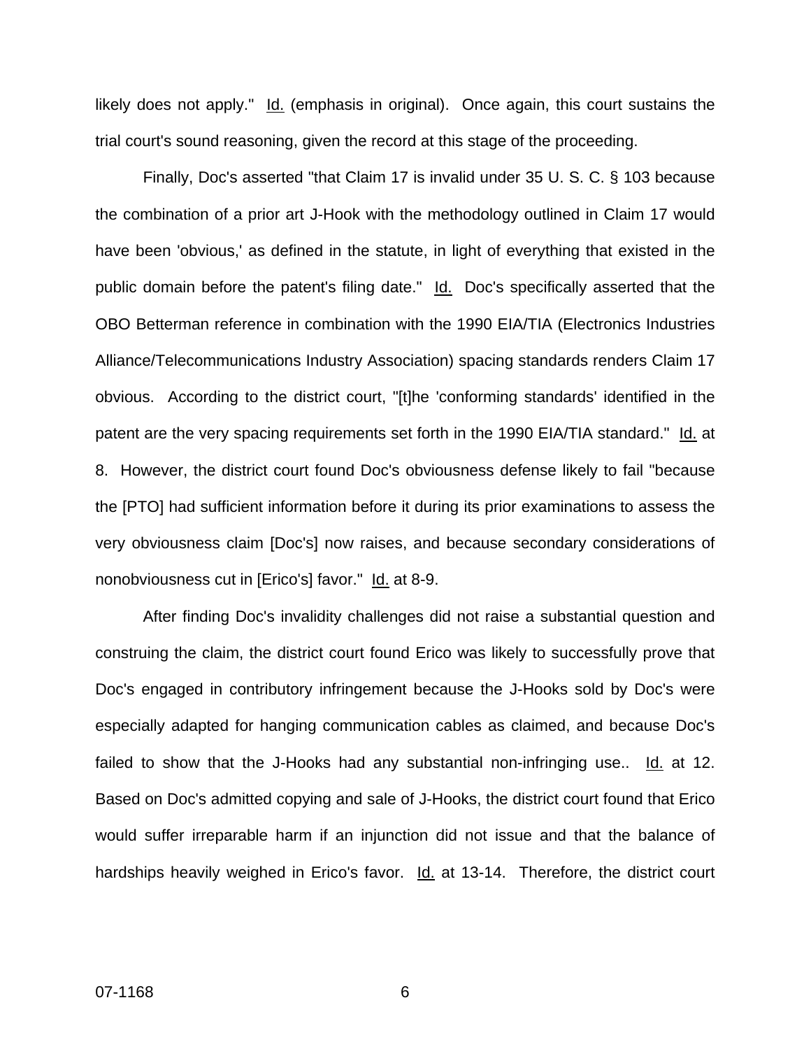likely does not apply." Id. (emphasis in original). Once again, this court sustains the trial court's sound reasoning, given the record at this stage of the proceeding.

Finally, Doc's asserted "that Claim 17 is invalid under 35 U. S. C. § 103 because the combination of a prior art J-Hook with the methodology outlined in Claim 17 would have been 'obvious,' as defined in the statute, in light of everything that existed in the public domain before the patent's filing date." Id. Doc's specifically asserted that the OBO Betterman reference in combination with the 1990 EIA/TIA (Electronics Industries Alliance/Telecommunications Industry Association) spacing standards renders Claim 17 obvious. According to the district court, "[t]he 'conforming standards' identified in the patent are the very spacing requirements set forth in the 1990 EIA/TIA standard." Id. at 8. However, the district court found Doc's obviousness defense likely to fail "because the [PTO] had sufficient information before it during its prior examinations to assess the very obviousness claim [Doc's] now raises, and because secondary considerations of nonobviousness cut in [Erico's] favor." Id. at 8-9.

After finding Doc's invalidity challenges did not raise a substantial question and construing the claim, the district court found Erico was likely to successfully prove that Doc's engaged in contributory infringement because the J-Hooks sold by Doc's were especially adapted for hanging communication cables as claimed, and because Doc's failed to show that the J-Hooks had any substantial non-infringing use.. Id. at 12. Based on Doc's admitted copying and sale of J-Hooks, the district court found that Erico would suffer irreparable harm if an injunction did not issue and that the balance of hardships heavily weighed in Erico's favor. Id. at 13-14. Therefore, the district court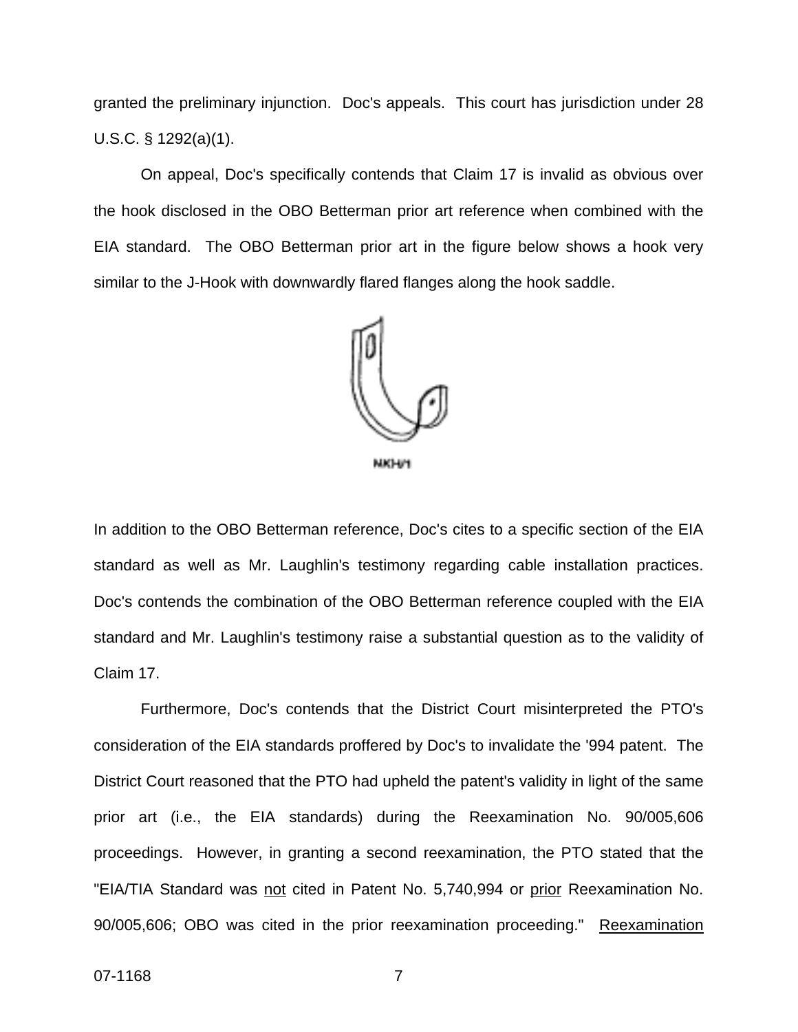granted the preliminary injunction. Doc's appeals. This court has jurisdiction under 28 U.S.C. § 1292(a)(1).

On appeal, Doc's specifically contends that Claim 17 is invalid as obvious over the hook disclosed in the OBO Betterman prior art reference when combined with the EIA standard. The OBO Betterman prior art in the figure below shows a hook very similar to the J-Hook with downwardly flared flanges along the hook saddle.

NKH/1

In addition to the OBO Betterman reference, Doc's cites to a specific section of the EIA standard as well as Mr. Laughlin's testimony regarding cable installation practices. Doc's contends the combination of the OBO Betterman reference coupled with the EIA standard and Mr. Laughlin's testimony raise a substantial question as to the validity of Claim 17.

Furthermore, Doc's contends that the District Court misinterpreted the PTO's consideration of the EIA standards proffered by Doc's to invalidate the '994 patent. The District Court reasoned that the PTO had upheld the patent's validity in light of the same prior art (i.e., the EIA standards) during the Reexamination No. 90/005,606 proceedings. However, in granting a second reexamination, the PTO stated that the "EIA/TIA Standard was <u>not</u> cited in Patent No. 5,740,994 or <u>prior</u> Reexamination No. 90/005,606; OBO was cited in the prior reexamination proceeding." <u>Reexamination</u>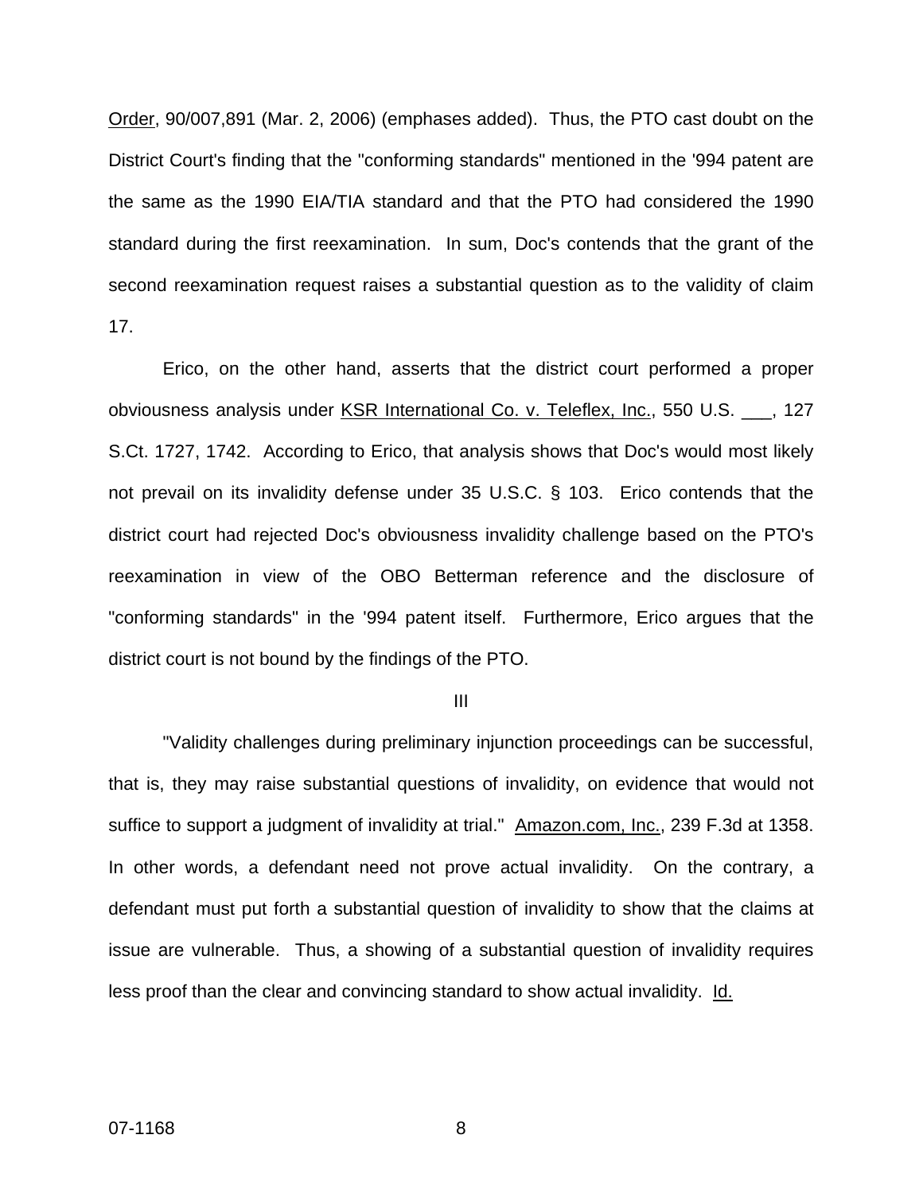Order, 90/007,891 (Mar. 2, 2006) (emphases added). Thus, the PTO cast doubt on the District Court's finding that the "conforming standards" mentioned in the '994 patent are the same as the 1990 EIA/TIA standard and that the PTO had considered the 1990 standard during the first reexamination. In sum, Doc's contends that the grant of the second reexamination request raises a substantial question as to the validity of claim 17.

Erico, on the other hand, asserts that the district court performed a proper obviousness analysis under KSR International Co. v. Teleflex, Inc., 550 U.S. ___, 127 S.Ct. 1727, 1742. According to Erico, that analysis shows that Doc's would most likely not prevail on its invalidity defense under 35 U.S.C. § 103. Erico contends that the district court had rejected Doc's obviousness invalidity challenge based on the PTO's reexamination in view of the OBO Betterman reference and the disclosure of "conforming standards" in the '994 patent itself. Furthermore, Erico argues that the district court is not bound by the findings of the PTO.

## III

"Validity challenges during preliminary injunction proceedings can be successful, that is, they may raise substantial questions of invalidity, on evidence that would not suffice to support a judgment of invalidity at trial." Amazon.com, Inc., 239 F.3d at 1358. In other words, a defendant need not prove actual invalidity. On the contrary, a defendant must put forth a substantial question of invalidity to show that the claims at issue are vulnerable. Thus, a showing of a substantial question of invalidity requires less proof than the clear and convincing standard to show actual invalidity. Id.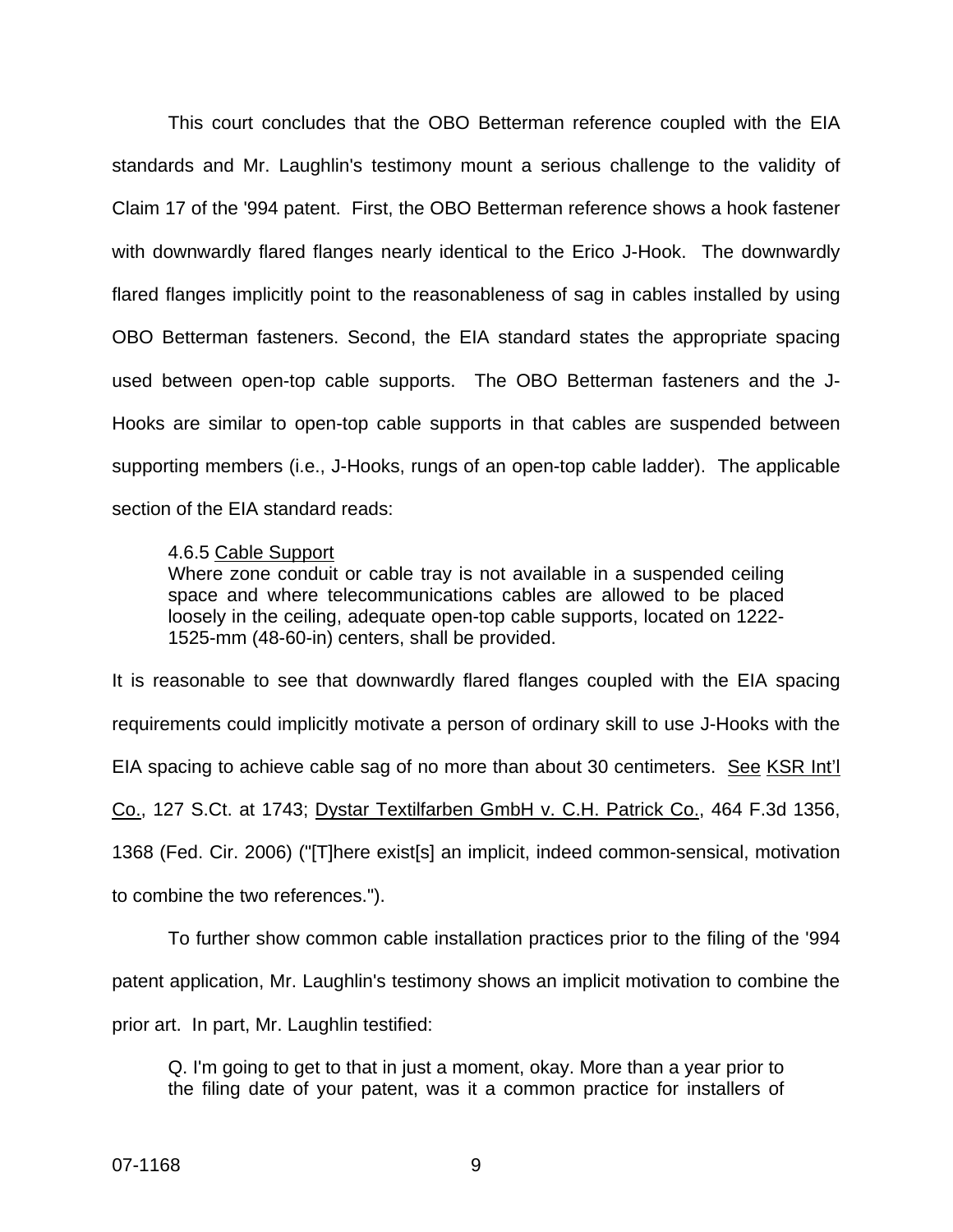This court concludes that the OBO Betterman reference coupled with the EIA standards and Mr. Laughlin's testimony mount a serious challenge to the validity of Claim 17 of the '994 patent. First, the OBO Betterman reference shows a hook fastener with downwardly flared flanges nearly identical to the Erico J-Hook. The downwardly flared flanges implicitly point to the reasonableness of sag in cables installed by using OBO Betterman fasteners. Second, the EIA standard states the appropriate spacing used between open-top cable supports. The OBO Betterman fasteners and the J-Hooks are similar to open-top cable supports in that cables are suspended between supporting members (i.e., J-Hooks, rungs of an open-top cable ladder). The applicable section of the EIA standard reads:

> 4.6.5 Cable Support
> Where zone conduit or cable tray is not available in a suspended ceiling space and where telecommunications cables are allowed to be placed loosely in the ceiling, adequate open-top cable supports, located on 1222-1525-mm (48-60-in) centers, shall be provided.

It is reasonable to see that downwardly flared flanges coupled with the EIA spacing requirements could implicitly motivate a person of ordinary skill to use J-Hooks with the EIA spacing to achieve cable sag of no more than about 30 centimeters. See KSR Int'l Co., 127 S.Ct. at 1743; Dystar Textilfarben GmbH v. C.H. Patrick Co., 464 F.3d 1356, 1368 (Fed. Cir. 2006) ("[T]here exist[s] an implicit, indeed common-sensical, motivation to combine the two references.").

To further show common cable installation practices prior to the filing of the '994 patent application, Mr. Laughlin's testimony shows an implicit motivation to combine the prior art. In part, Mr. Laughlin testified:

> Q. I'm going to get to that in just a moment, okay. More than a year prior to the filing date of your patent, was it a common practice for installers of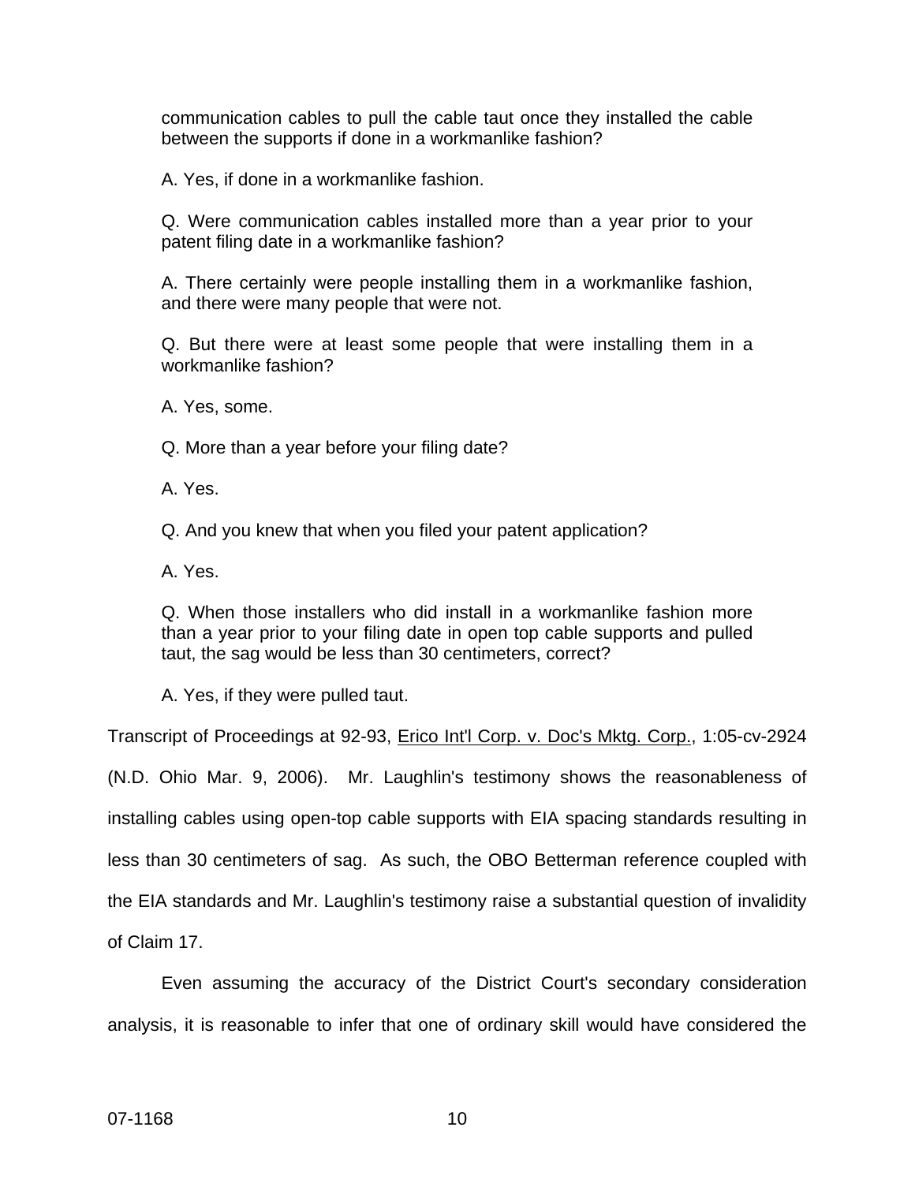communication cables to pull the cable taut once they installed the cable between the supports if done in a workmanlike fashion?

> A. Yes, if done in a workmanlike fashion.
>
> Q. Were communication cables installed more than a year prior to your patent filing date in a workmanlike fashion?
>
> A. There certainly were people installing them in a workmanlike fashion, and there were many people that were not.
>
> Q. But there were at least some people that were installing them in a workmanlike fashion?
>
> A. Yes, some.
>
> Q. More than a year before your filing date?
>
> A. Yes.
>
> Q. And you knew that when you filed your patent application?
>
> A. Yes.
>
> Q. When those installers who did install in a workmanlike fashion more than a year prior to your filing date in open top cable supports and pulled taut, the sag would be less than 30 centimeters, correct?
>
> A. Yes, if they were pulled taut.

Transcript of Proceedings at 92-93, Erico Int'l Corp. v. Doc's Mktg. Corp., 1:05-cv-2924 (N.D. Ohio Mar. 9, 2006). Mr. Laughlin's testimony shows the reasonableness of installing cables using open-top cable supports with EIA spacing standards resulting in less than 30 centimeters of sag. As such, the OBO Betterman reference coupled with the EIA standards and Mr. Laughlin's testimony raise a substantial question of invalidity of Claim 17.

Even assuming the accuracy of the District Court's secondary consideration analysis, it is reasonable to infer that one of ordinary skill would have considered the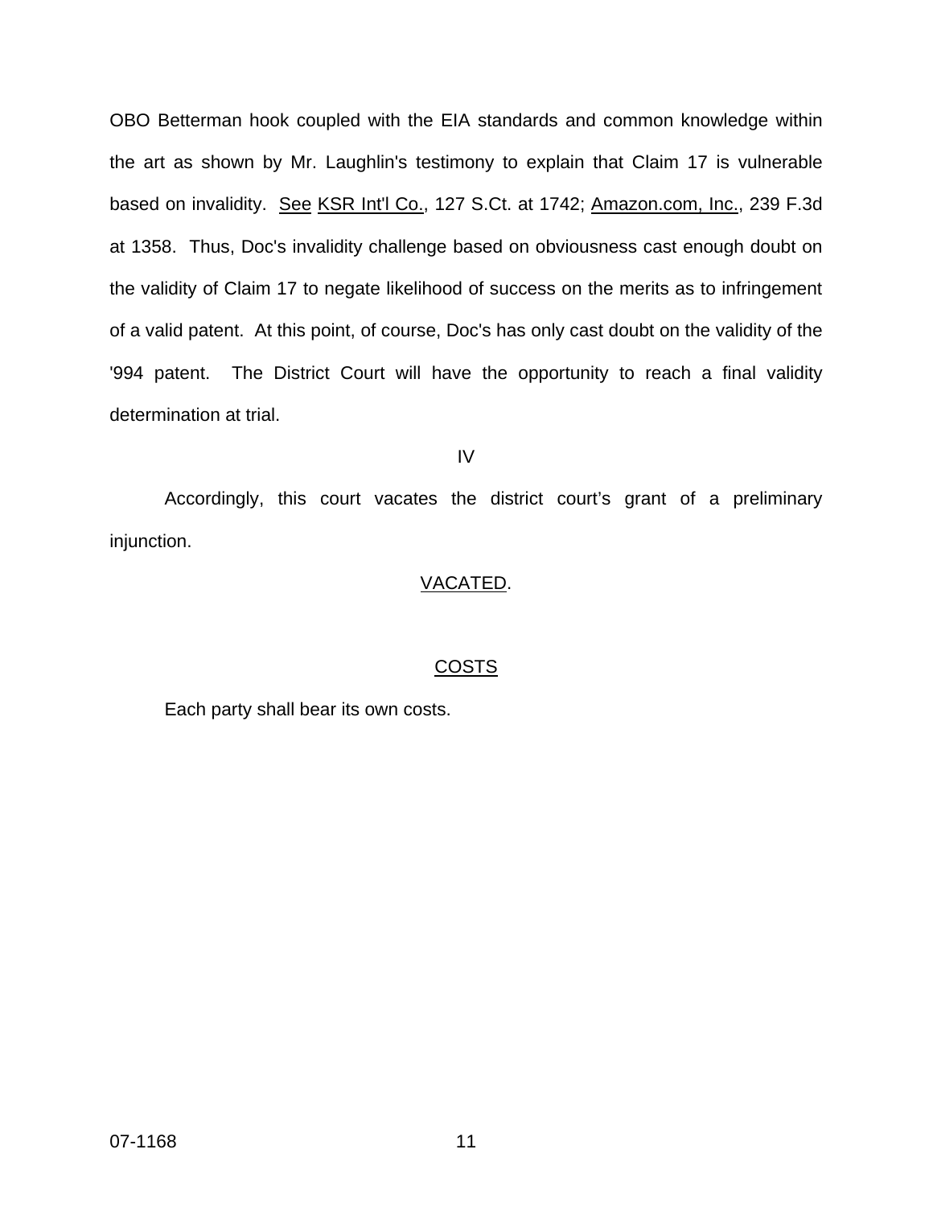OBO Betterman hook coupled with the EIA standards and common knowledge within the art as shown by Mr. Laughlin's testimony to explain that Claim 17 is vulnerable based on invalidity. See KSR Int'l Co., 127 S.Ct. at 1742; Amazon.com, Inc., 239 F.3d at 1358. Thus, Doc's invalidity challenge based on obviousness cast enough doubt on the validity of Claim 17 to negate likelihood of success on the merits as to infringement of a valid patent. At this point, of course, Doc's has only cast doubt on the validity of the '994 patent. The District Court will have the opportunity to reach a final validity determination at trial.

IV

Accordingly, this court vacates the district court's grant of a preliminary injunction.

VACATED.

COSTS

Each party shall bear its own costs.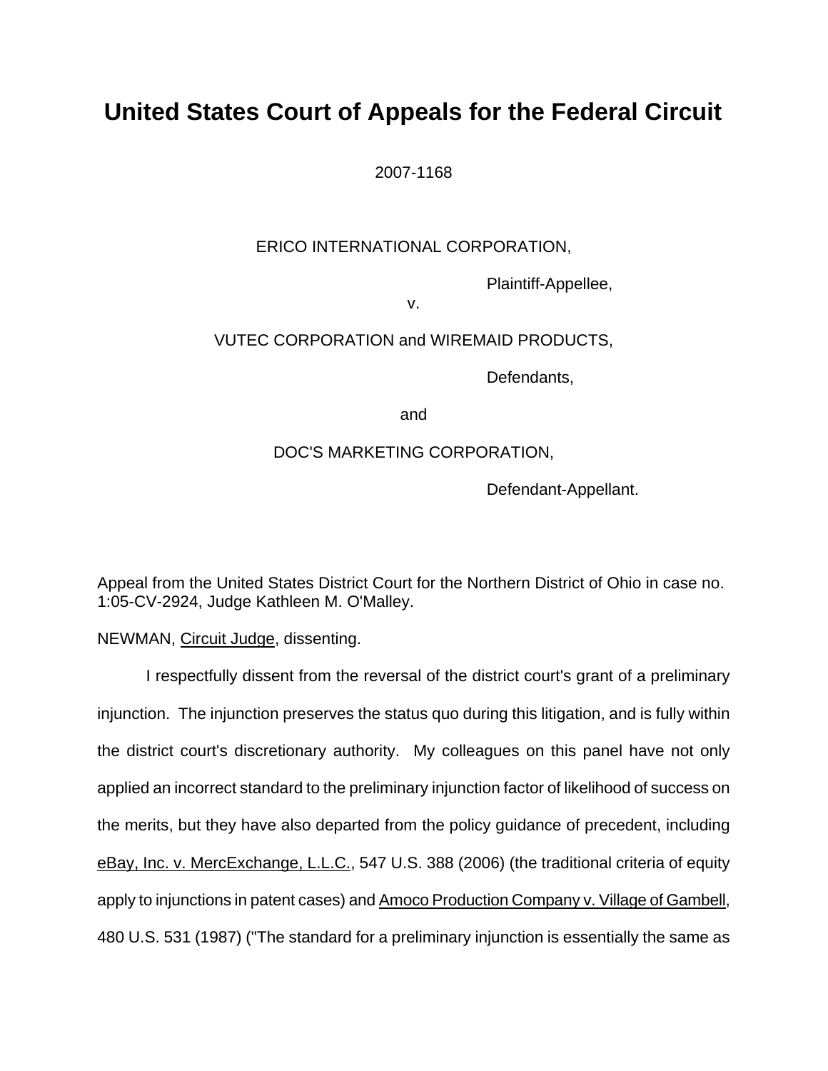# United States Court of Appeals for the Federal Circuit

2007-1168

ERICO INTERNATIONAL CORPORATION,

Plaintiff-Appellee,

v.

VUTEC CORPORATION and WIREMAID PRODUCTS,

Defendants,

and

DOC'S MARKETING CORPORATION,

Defendant-Appellant.

Appeal from the United States District Court for the Northern District of Ohio in case no. 1:05-CV-2924, Judge Kathleen M. O'Malley.

NEWMAN, Circuit Judge, dissenting.

I respectfully dissent from the reversal of the district court's grant of a preliminary injunction. The injunction preserves the status quo during this litigation, and is fully within the district court's discretionary authority. My colleagues on this panel have not only applied an incorrect standard to the preliminary injunction factor of likelihood of success on the merits, but they have also departed from the policy guidance of precedent, including eBay, Inc. v. MercExchange, L.L.C., 547 U.S. 388 (2006) (the traditional criteria of equity apply to injunctions in patent cases) and Amoco Production Company v. Village of Gambell, 480 U.S. 531 (1987) ("The standard for a preliminary injunction is essentially the same as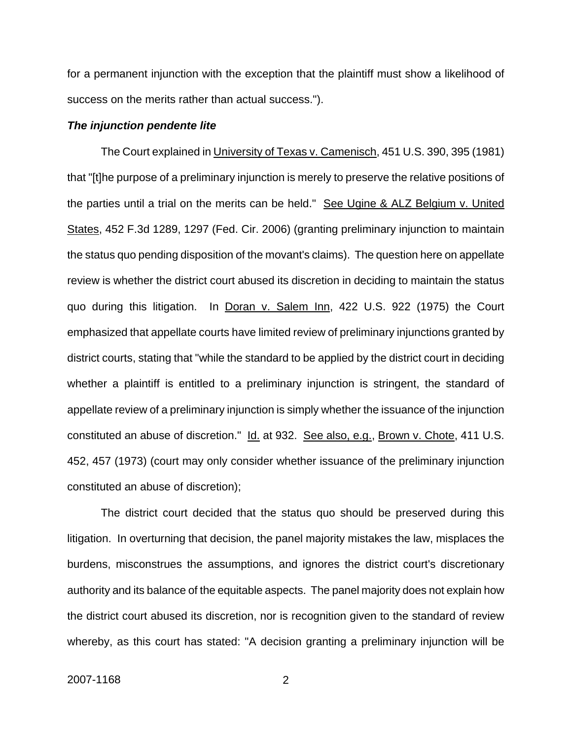for a permanent injunction with the exception that the plaintiff must show a likelihood of success on the merits rather than actual success.").

***The injunction pendente lite***

The Court explained in University of Texas v. Camenisch, 451 U.S. 390, 395 (1981) that "[t]he purpose of a preliminary injunction is merely to preserve the relative positions of the parties until a trial on the merits can be held." See Ugine & ALZ Belgium v. United States, 452 F.3d 1289, 1297 (Fed. Cir. 2006) (granting preliminary injunction to maintain the status quo pending disposition of the movant's claims). The question here on appellate review is whether the district court abused its discretion in deciding to maintain the status quo during this litigation. In Doran v. Salem Inn, 422 U.S. 922 (1975) the Court emphasized that appellate courts have limited review of preliminary injunctions granted by district courts, stating that "while the standard to be applied by the district court in deciding whether a plaintiff is entitled to a preliminary injunction is stringent, the standard of appellate review of a preliminary injunction is simply whether the issuance of the injunction constituted an abuse of discretion." Id. at 932. See also, e.g., Brown v. Chote, 411 U.S. 452, 457 (1973) (court may only consider whether issuance of the preliminary injunction constituted an abuse of discretion);

The district court decided that the status quo should be preserved during this litigation. In overturning that decision, the panel majority mistakes the law, misplaces the burdens, misconstrues the assumptions, and ignores the district court's discretionary authority and its balance of the equitable aspects. The panel majority does not explain how the district court abused its discretion, nor is recognition given to the standard of review whereby, as this court has stated: "A decision granting a preliminary injunction will be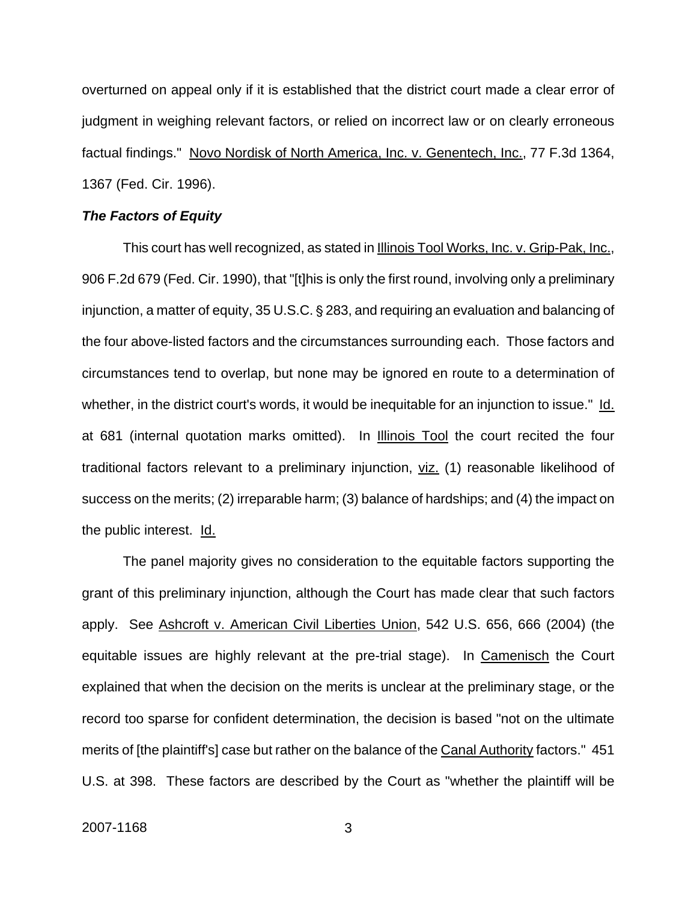overturned on appeal only if it is established that the district court made a clear error of judgment in weighing relevant factors, or relied on incorrect law or on clearly erroneous factual findings." Novo Nordisk of North America, Inc. v. Genentech, Inc., 77 F.3d 1364, 1367 (Fed. Cir. 1996).

***The Factors of Equity***

This court has well recognized, as stated in Illinois Tool Works, Inc. v. Grip-Pak, Inc., 906 F.2d 679 (Fed. Cir. 1990), that "[t]his is only the first round, involving only a preliminary injunction, a matter of equity, 35 U.S.C. § 283, and requiring an evaluation and balancing of the four above-listed factors and the circumstances surrounding each. Those factors and circumstances tend to overlap, but none may be ignored en route to a determination of whether, in the district court's words, it would be inequitable for an injunction to issue." Id. at 681 (internal quotation marks omitted). In Illinois Tool the court recited the four traditional factors relevant to a preliminary injunction, viz. (1) reasonable likelihood of success on the merits; (2) irreparable harm; (3) balance of hardships; and (4) the impact on the public interest. Id.

The panel majority gives no consideration to the equitable factors supporting the grant of this preliminary injunction, although the Court has made clear that such factors apply. See Ashcroft v. American Civil Liberties Union, 542 U.S. 656, 666 (2004) (the equitable issues are highly relevant at the pre-trial stage). In Camenisch the Court explained that when the decision on the merits is unclear at the preliminary stage, or the record too sparse for confident determination, the decision is based "not on the ultimate merits of [the plaintiff's] case but rather on the balance of the Canal Authority factors." 451 U.S. at 398. These factors are described by the Court as "whether the plaintiff will be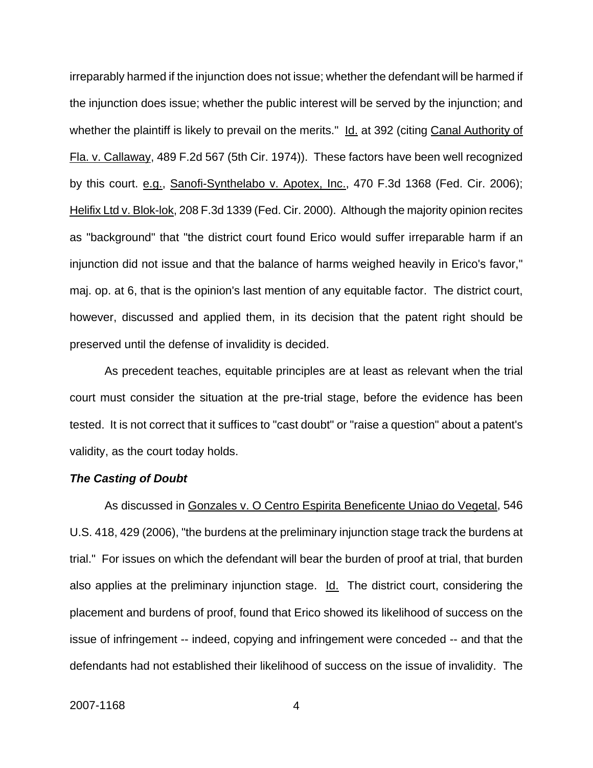irreparably harmed if the injunction does not issue; whether the defendant will be harmed if the injunction does issue; whether the public interest will be served by the injunction; and whether the plaintiff is likely to prevail on the merits." Id. at 392 (citing Canal Authority of Fla. v. Callaway, 489 F.2d 567 (5th Cir. 1974)). These factors have been well recognized by this court. e.g., Sanofi-Synthelabo v. Apotex, Inc., 470 F.3d 1368 (Fed. Cir. 2006); Helifix Ltd v. Blok-lok, 208 F.3d 1339 (Fed. Cir. 2000). Although the majority opinion recites as "background" that "the district court found Erico would suffer irreparable harm if an injunction did not issue and that the balance of harms weighed heavily in Erico's favor," maj. op. at 6, that is the opinion's last mention of any equitable factor. The district court, however, discussed and applied them, in its decision that the patent right should be preserved until the defense of invalidity is decided.

As precedent teaches, equitable principles are at least as relevant when the trial court must consider the situation at the pre-trial stage, before the evidence has been tested. It is not correct that it suffices to "cast doubt" or "raise a question" about a patent's validity, as the court today holds.

***The Casting of Doubt***

As discussed in Gonzales v. O Centro Espirita Beneficente Uniao do Vegetal, 546 U.S. 418, 429 (2006), "the burdens at the preliminary injunction stage track the burdens at trial." For issues on which the defendant will bear the burden of proof at trial, that burden also applies at the preliminary injunction stage. Id. The district court, considering the placement and burdens of proof, found that Erico showed its likelihood of success on the issue of infringement -- indeed, copying and infringement were conceded -- and that the defendants had not established their likelihood of success on the issue of invalidity. The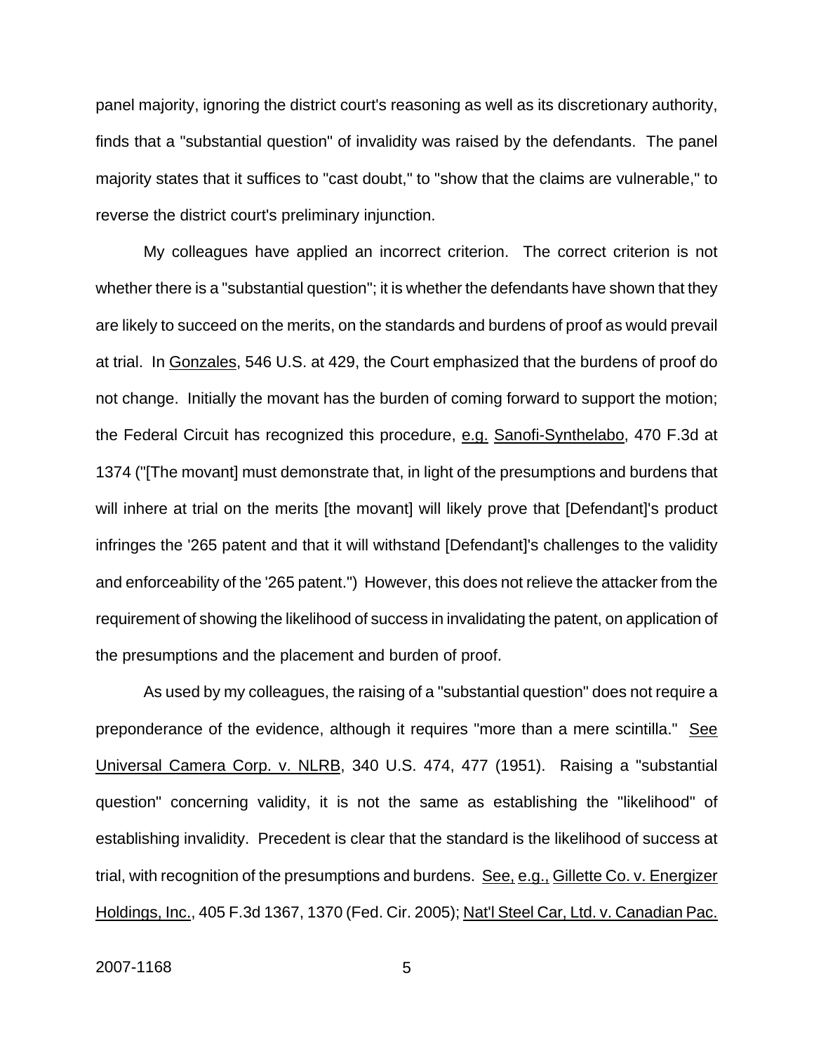panel majority, ignoring the district court's reasoning as well as its discretionary authority, finds that a "substantial question" of invalidity was raised by the defendants. The panel majority states that it suffices to "cast doubt," to "show that the claims are vulnerable," to reverse the district court's preliminary injunction.

My colleagues have applied an incorrect criterion. The correct criterion is not whether there is a "substantial question"; it is whether the defendants have shown that they are likely to succeed on the merits, on the standards and burdens of proof as would prevail at trial. In Gonzales, 546 U.S. at 429, the Court emphasized that the burdens of proof do not change. Initially the movant has the burden of coming forward to support the motion; the Federal Circuit has recognized this procedure, e.g. Sanofi-Synthelabo, 470 F.3d at 1374 ("[The movant] must demonstrate that, in light of the presumptions and burdens that will inhere at trial on the merits [the movant] will likely prove that [Defendant]'s product infringes the '265 patent and that it will withstand [Defendant]'s challenges to the validity and enforceability of the '265 patent.") However, this does not relieve the attacker from the requirement of showing the likelihood of success in invalidating the patent, on application of the presumptions and the placement and burden of proof.

As used by my colleagues, the raising of a "substantial question" does not require a preponderance of the evidence, although it requires "more than a mere scintilla." See Universal Camera Corp. v. NLRB, 340 U.S. 474, 477 (1951). Raising a "substantial question" concerning validity, it is not the same as establishing the "likelihood" of establishing invalidity. Precedent is clear that the standard is the likelihood of success at trial, with recognition of the presumptions and burdens. See, e.g., Gillette Co. v. Energizer Holdings, Inc., 405 F.3d 1367, 1370 (Fed. Cir. 2005); Nat'l Steel Car, Ltd. v. Canadian Pac.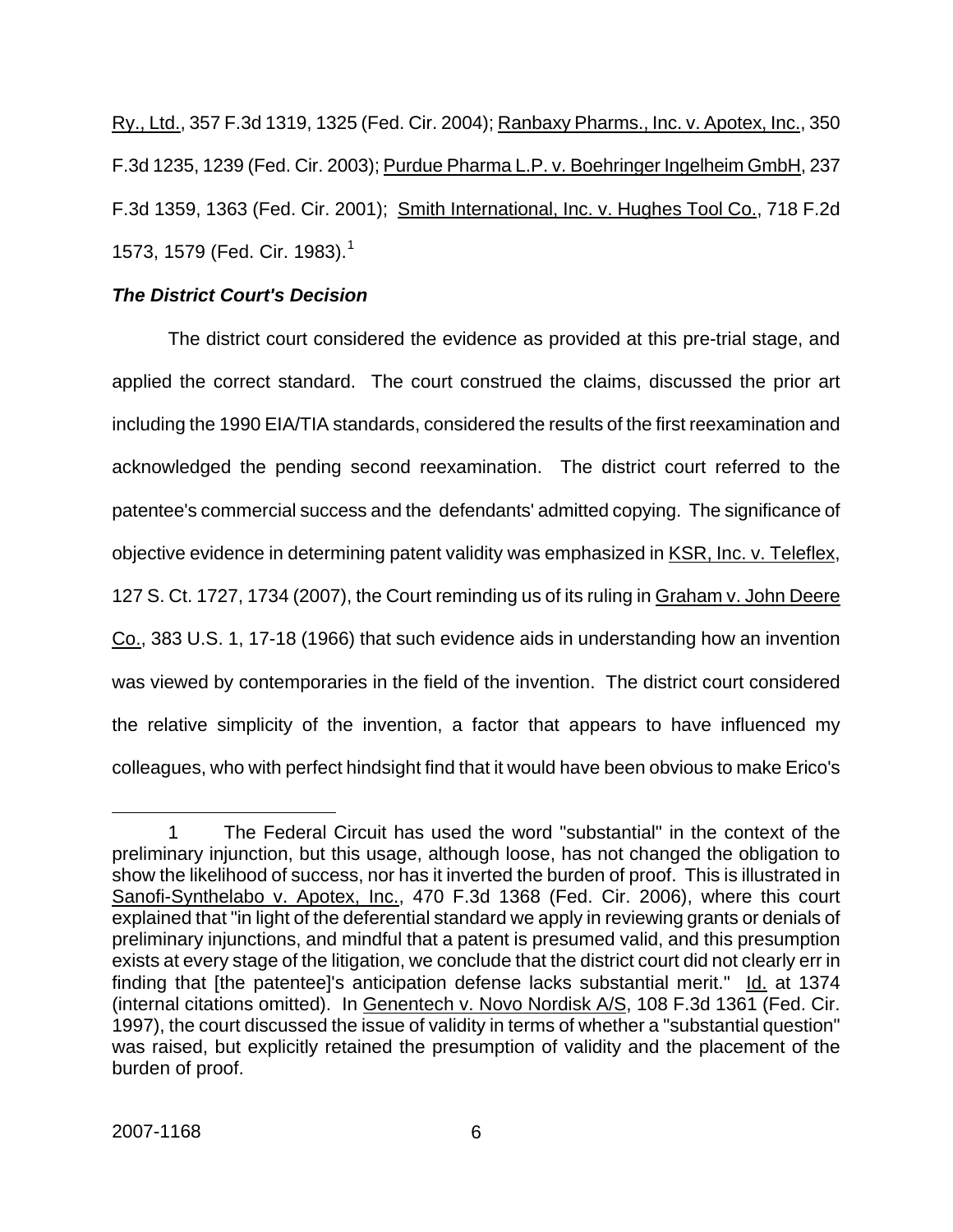Ry., Ltd., 357 F.3d 1319, 1325 (Fed. Cir. 2004); Ranbaxy Pharms., Inc. v. Apotex, Inc., 350 F.3d 1235, 1239 (Fed. Cir. 2003); Purdue Pharma L.P. v. Boehringer Ingelheim GmbH, 237 F.3d 1359, 1363 (Fed. Cir. 2001); Smith International, Inc. v. Hughes Tool Co., 718 F.2d 1573, 1579 (Fed. Cir. 1983).[1]

***The District Court's Decision***

The district court considered the evidence as provided at this pre-trial stage, and applied the correct standard. The court construed the claims, discussed the prior art including the 1990 EIA/TIA standards, considered the results of the first reexamination and acknowledged the pending second reexamination. The district court referred to the patentee's commercial success and the defendants' admitted copying. The significance of objective evidence in determining patent validity was emphasized in KSR, Inc. v. Teleflex, 127 S. Ct. 1727, 1734 (2007), the Court reminding us of its ruling in Graham v. John Deere Co., 383 U.S. 1, 17-18 (1966) that such evidence aids in understanding how an invention was viewed by contemporaries in the field of the invention. The district court considered the relative simplicity of the invention, a factor that appears to have influenced my colleagues, who with perfect hindsight find that it would have been obvious to make Erico's

---

1 The Federal Circuit has used the word "substantial" in the context of the preliminary injunction, but this usage, although loose, has not changed the obligation to show the likelihood of success, nor has it inverted the burden of proof. This is illustrated in Sanofi-Synthelabo v. Apotex, Inc., 470 F.3d 1368 (Fed. Cir. 2006), where this court explained that "in light of the deferential standard we apply in reviewing grants or denials of preliminary injunctions, and mindful that a patent is presumed valid, and this presumption exists at every stage of the litigation, we conclude that the district court did not clearly err in finding that [the patentee]'s anticipation defense lacks substantial merit." Id. at 1374 (internal citations omitted). In Genentech v. Novo Nordisk A/S, 108 F.3d 1361 (Fed. Cir. 1997), the court discussed the issue of validity in terms of whether a "substantial question" was raised, but explicitly retained the presumption of validity and the placement of the burden of proof.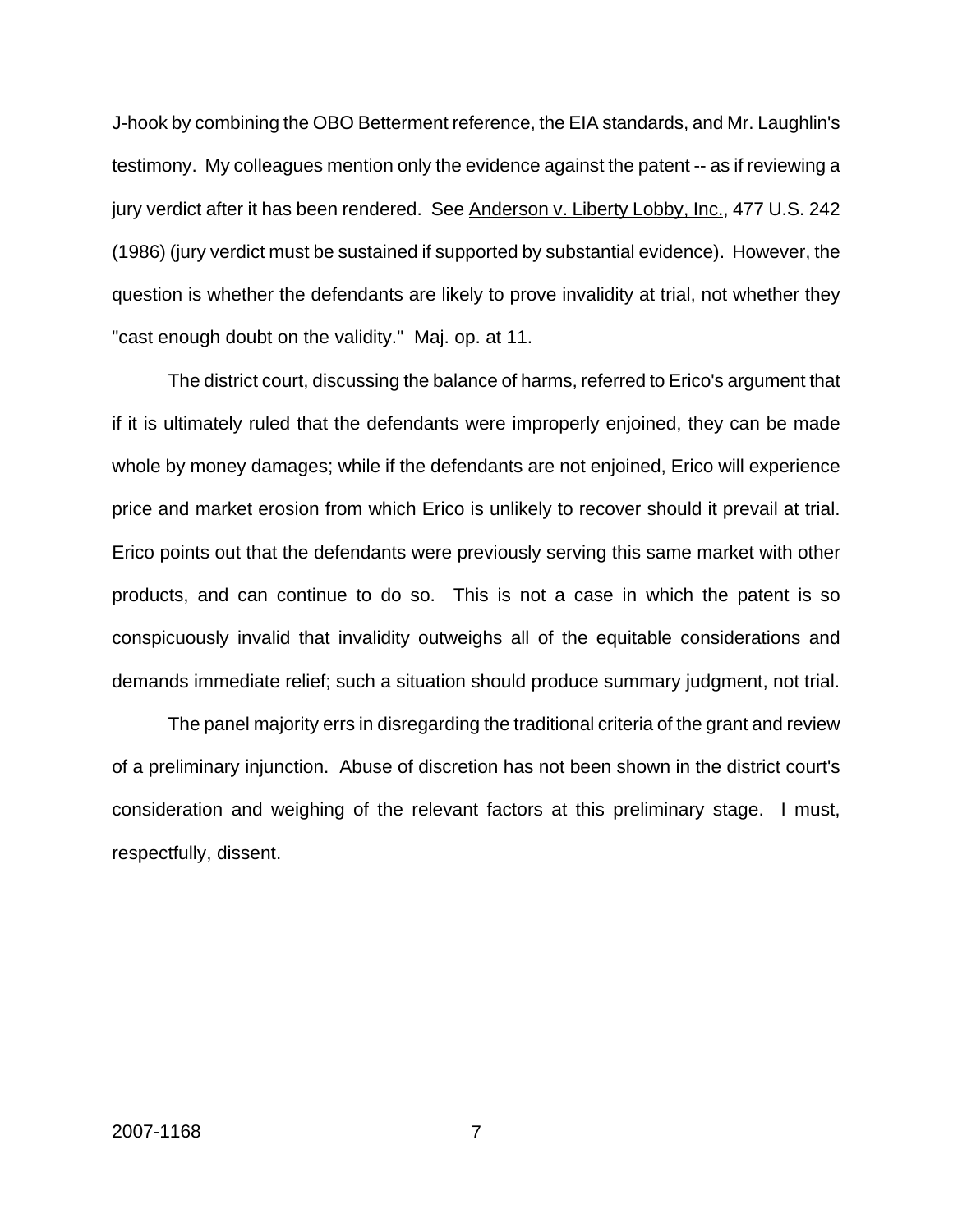J-hook by combining the OBO Betterment reference, the EIA standards, and Mr. Laughlin's testimony. My colleagues mention only the evidence against the patent -- as if reviewing a jury verdict after it has been rendered. See Anderson v. Liberty Lobby, Inc., 477 U.S. 242 (1986) (jury verdict must be sustained if supported by substantial evidence). However, the question is whether the defendants are likely to prove invalidity at trial, not whether they "cast enough doubt on the validity." Maj. op. at 11.

The district court, discussing the balance of harms, referred to Erico's argument that if it is ultimately ruled that the defendants were improperly enjoined, they can be made whole by money damages; while if the defendants are not enjoined, Erico will experience price and market erosion from which Erico is unlikely to recover should it prevail at trial. Erico points out that the defendants were previously serving this same market with other products, and can continue to do so. This is not a case in which the patent is so conspicuously invalid that invalidity outweighs all of the equitable considerations and demands immediate relief; such a situation should produce summary judgment, not trial.

The panel majority errs in disregarding the traditional criteria of the grant and review of a preliminary injunction. Abuse of discretion has not been shown in the district court's consideration and weighing of the relevant factors at this preliminary stage. I must, respectfully, dissent.